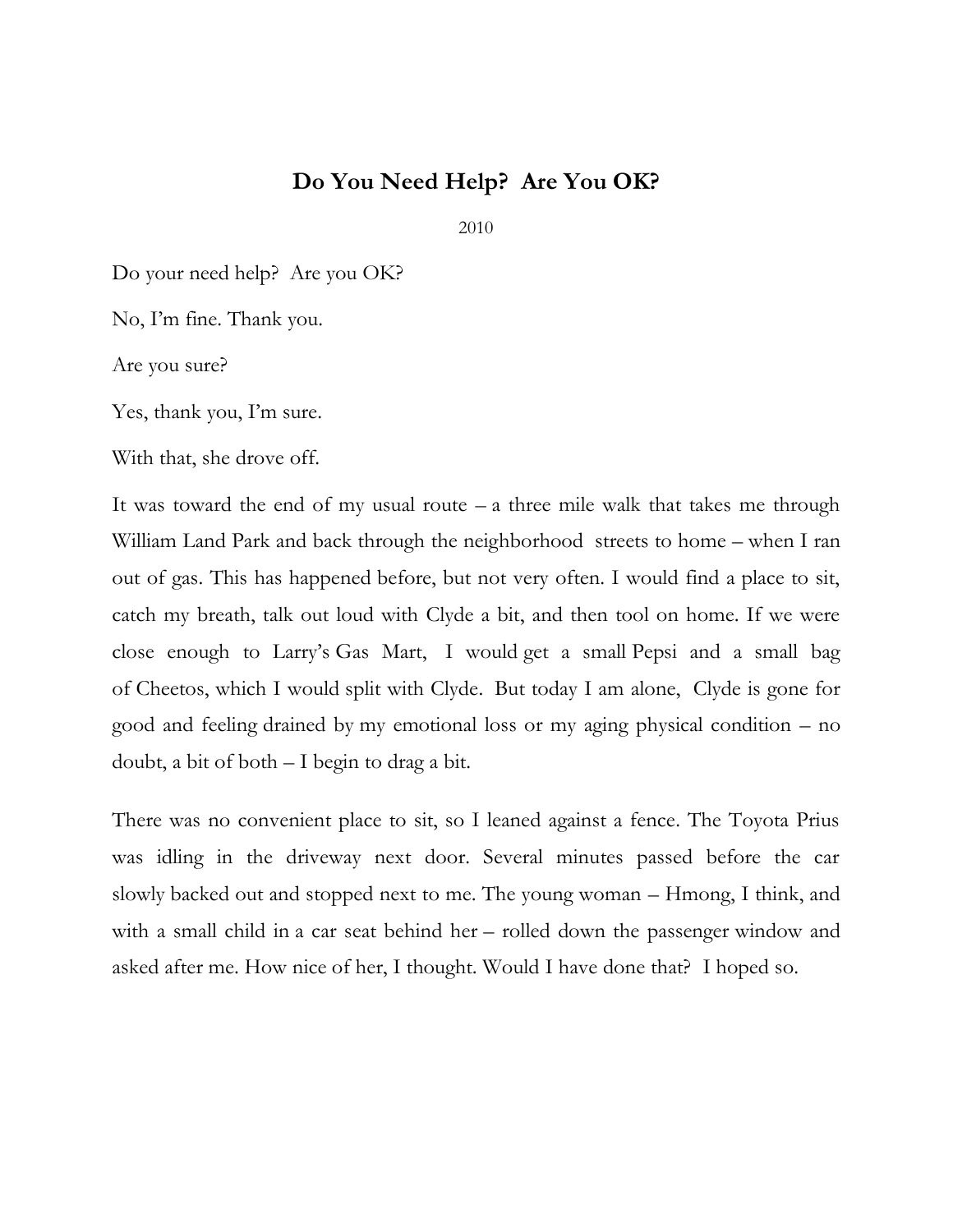# Do You Need Help? Are You OK?

2010

Do your need help? Are you OK?

No, I'm fine. Thank you.

Are you sure?

Yes, thank you, I'm sure.

With that, she drove off.

It was toward the end of my usual route – a three mile walk that takes me through William Land Park and back through the neighborhood streets to home – when I ran out of gas. This has happened before, but not very often. I would find a place to sit, catch my breath, talk out loud with Clyde a bit, and then tool on home. If we were close enough to Larry's Gas Mart, I would get a small Pepsi and a small bag of Cheetos, which I would split with Clyde. But today I am alone, Clyde is gone for good and feeling drained by my emotional loss or my aging physical condition – no doubt, a bit of both – I begin to drag a bit.

There was no convenient place to sit, so I leaned against a fence. The Toyota Prius was idling in the driveway next door. Several minutes passed before the car slowly backed out and stopped next to me. The young woman – Hmong, I think, and with a small child in a car seat behind her – rolled down the passenger window and asked after me. How nice of her, I thought. Would I have done that? I hoped so.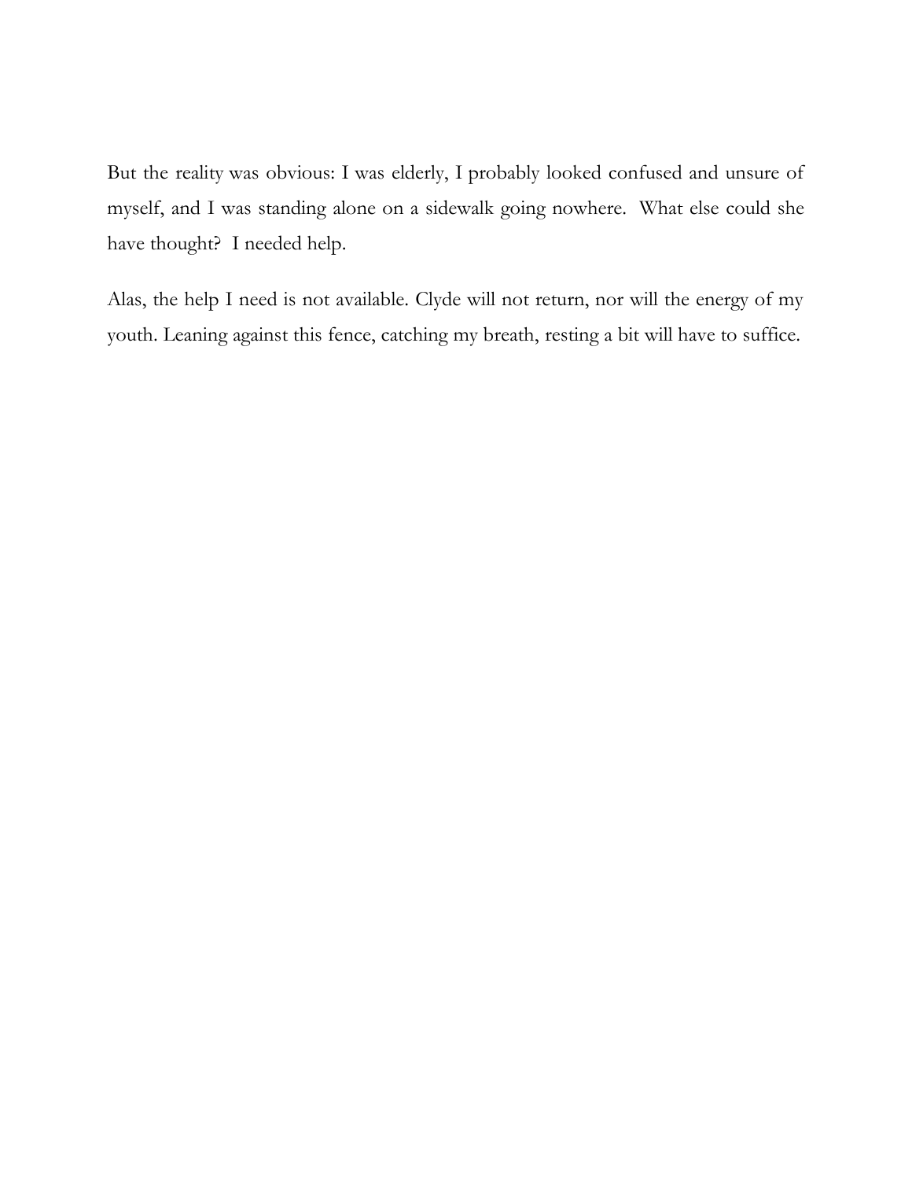But the reality was obvious: I was elderly, I probably looked confused and unsure of myself, and I was standing alone on a sidewalk going nowhere. What else could she have thought? I needed help.

Alas, the help I need is not available. Clyde will not return, nor will the energy of my youth. Leaning against this fence, catching my breath, resting a bit will have to suffice.